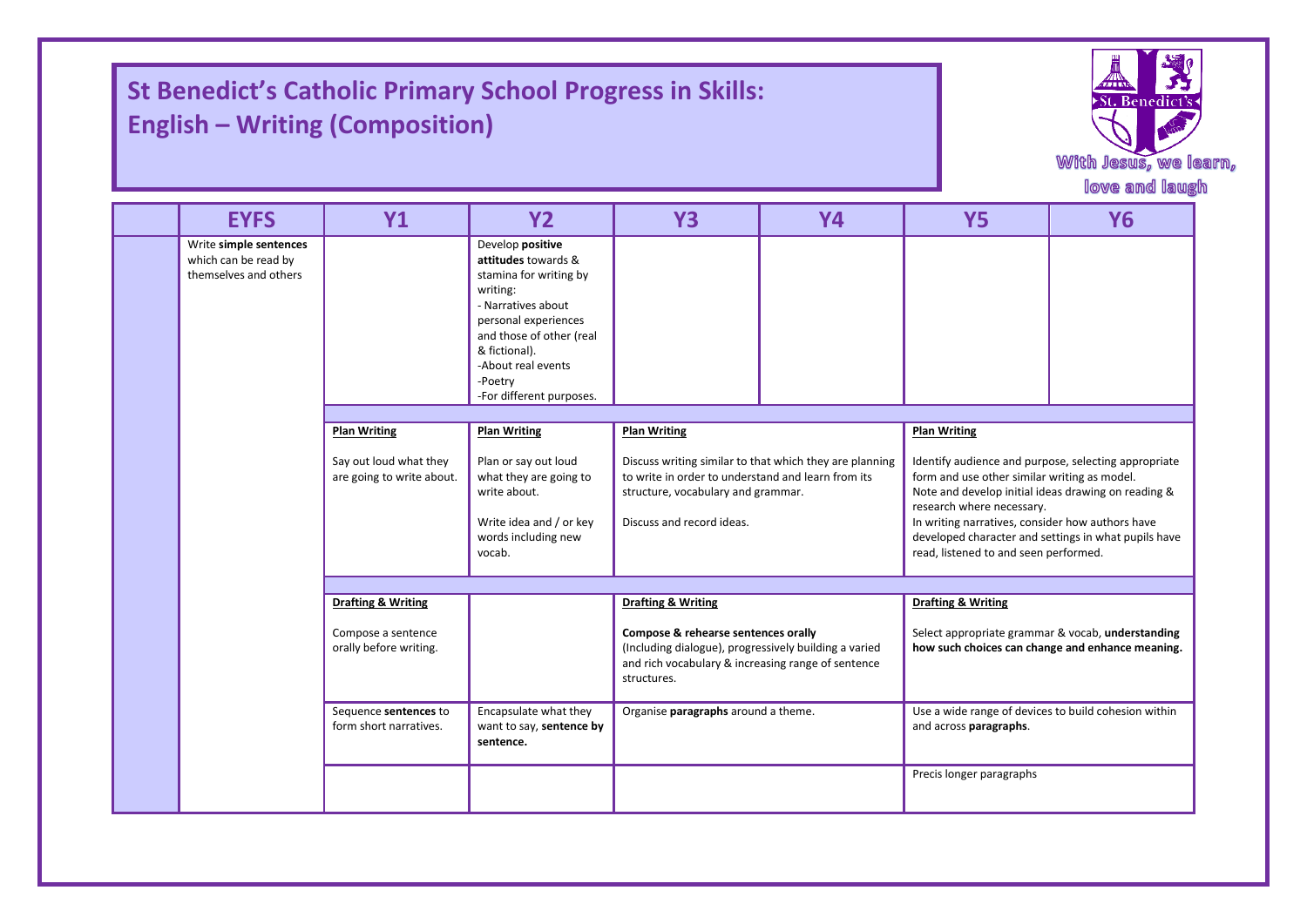# St Benedict's Catholic Primary School Progress in Skills: English – Writing (Composition)

With Jesus, we learn, love and laugh

| | EYFS | Y1 | Y2 | Y3 | Y4 | Y5 | Y6 |
|---|---|---|---|---|---|---|---|
| | Write **simple sentences** which can be read by themselves and others | | Develop **positive attitudes** towards & stamina for writing by writing:<br>- Narratives about personal experiences and those of other (real & fictional).<br>-About real events<br>-Poetry<br>-For different purposes. | | | | |
| | | **Plan Writing**<br><br>Say out loud what they are going to write about. | **Plan Writing**<br><br>Plan or say out loud what they are going to write about.<br><br>Write idea and / or key words including new vocab. | **Plan Writing**<br><br>Discuss writing similar to that which they are planning to write in order to understand and learn from its structure, vocabulary and grammar.<br><br>Discuss and record ideas. | | **Plan Writing**<br><br>Identify audience and purpose, selecting appropriate form and use other similar writing as model.<br>Note and develop initial ideas drawing on reading & research where necessary.<br>In writing narratives, consider how authors have developed character and settings in what pupils have read, listened to and seen performed. | |
| | | **Drafting & Writing**<br><br>Compose a sentence orally before writing. | | **Drafting & Writing**<br><br>**Compose & rehearse sentences orally** (Including dialogue), progressively building a varied and rich vocabulary & increasing range of sentence structures. | | **Drafting & Writing**<br><br>Select appropriate grammar & vocab, **understanding how such choices can change and enhance meaning.** | |
| | | Sequence **sentences** to form short narratives. | Encapsulate what they want to say, **sentence by sentence.** | Organise **paragraphs** around a theme. | | Use a wide range of devices to build cohesion within and across **paragraphs**. | |
| | | | | | | Precis longer paragraphs | |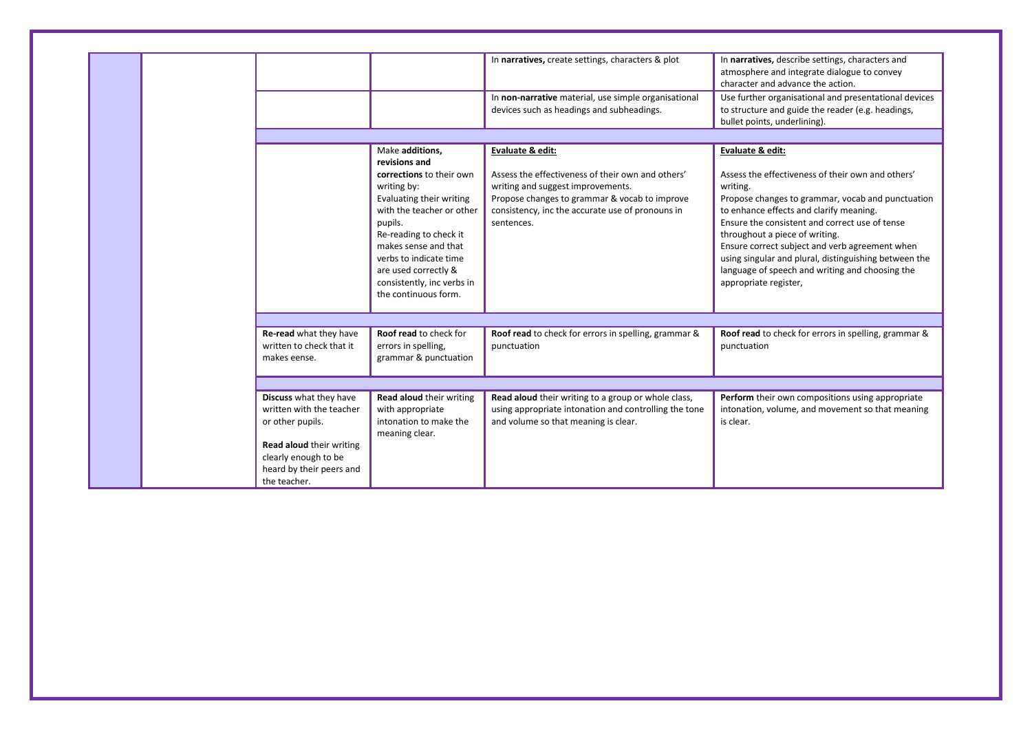| | | | | | |
|---|---|---|---|---|---|
| | | | | In **narratives,** create settings, characters & plot | In **narratives,** describe settings, characters and atmosphere and integrate dialogue to convey character and advance the action. |
| | | | | In **non-narrative** material, use simple organisational devices such as headings and subheadings. | Use further organisational and presentational devices to structure and guide the reader (e.g. headings, bullet points, underlining). |
| | | | | | |
| | | | Make **additions, revisions and corrections** to their own writing by:<br>Evaluating their writing with the teacher or other pupils.<br>Re-reading to check it makes sense and that verbs to indicate time are used correctly & consistently, inc verbs in the continuous form. | **Evaluate & edit:**<br><br>Assess the effectiveness of their own and others' writing and suggest improvements.<br>Propose changes to grammar & vocab to improve consistency, inc the accurate use of pronouns in sentences. | **Evaluate & edit:**<br><br>Assess the effectiveness of their own and others' writing.<br>Propose changes to grammar, vocab and punctuation to enhance effects and clarify meaning.<br>Ensure the consistent and correct use of tense throughout a piece of writing.<br>Ensure correct subject and verb agreement when using singular and plural, distinguishing between the language of speech and writing and choosing the appropriate register, |
| | | | | | |
| | | **Re-read** what they have written to check that it makes eense. | **Roof read** to check for errors in spelling, grammar & punctuation | **Roof read** to check for errors in spelling, grammar & punctuation | **Roof read** to check for errors in spelling, grammar & punctuation |
| | | | | | |
| | | **Discuss** what they have written with the teacher or other pupils.<br><br>**Read aloud** their writing clearly enough to be heard by their peers and the teacher. | **Read aloud** their writing with appropriate intonation to make the meaning clear. | **Read aloud** their writing to a group or whole class, using appropriate intonation and controlling the tone and volume so that meaning is clear. | **Perform** their own compositions using appropriate intonation, volume, and movement so that meaning is clear. |